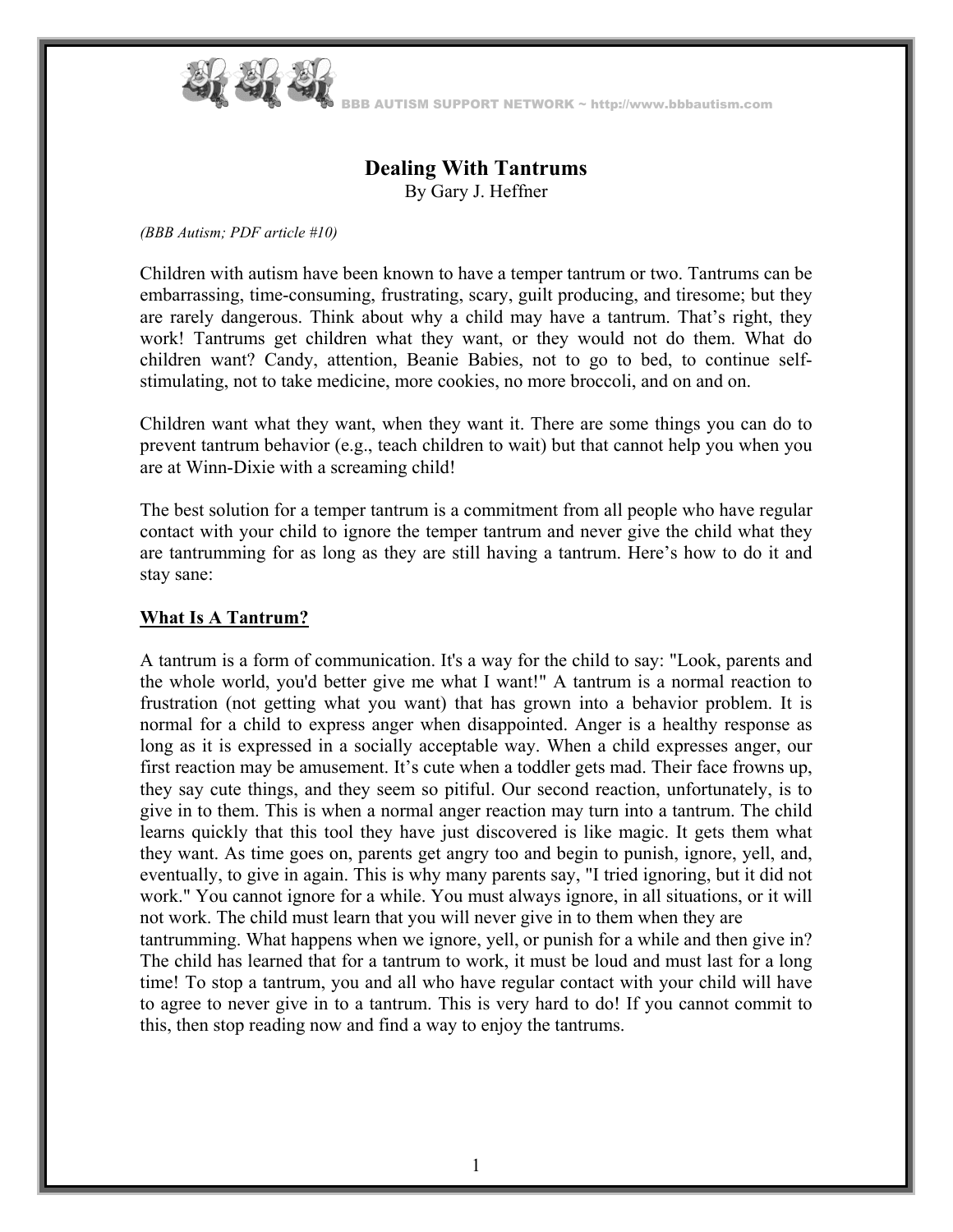# Dealing With Tantrums

By Gary J. Heffner

*(BBB Autism; PDF article #10)*

Children with autism have been known to have a temper tantrum or two. Tantrums can be embarrassing, time-consuming, frustrating, scary, guilt producing, and tiresome; but they are rarely dangerous. Think about why a child may have a tantrum. That's right, they work! Tantrums get children what they want, or they would not do them. What do children want? Candy, attention, Beanie Babies, not to go to bed, to continue self-stimulating, not to take medicine, more cookies, no more broccoli, and on and on.

Children want what they want, when they want it. There are some things you can do to prevent tantrum behavior (e.g., teach children to wait) but that cannot help you when you are at Winn-Dixie with a screaming child!

The best solution for a temper tantrum is a commitment from all people who have regular contact with your child to ignore the temper tantrum and never give the child what they are tantrumming for as long as they are still having a tantrum. Here's how to do it and stay sane:

## What Is A Tantrum?

A tantrum is a form of communication. It's a way for the child to say: "Look, parents and the whole world, you'd better give me what I want!" A tantrum is a normal reaction to frustration (not getting what you want) that has grown into a behavior problem. It is normal for a child to express anger when disappointed. Anger is a healthy response as long as it is expressed in a socially acceptable way. When a child expresses anger, our first reaction may be amusement. It's cute when a toddler gets mad. Their face frowns up, they say cute things, and they seem so pitiful. Our second reaction, unfortunately, is to give in to them. This is when a normal anger reaction may turn into a tantrum. The child learns quickly that this tool they have just discovered is like magic. It gets them what they want. As time goes on, parents get angry too and begin to punish, ignore, yell, and, eventually, to give in again. This is why many parents say, "I tried ignoring, but it did not work." You cannot ignore for a while. You must always ignore, in all situations, or it will not work. The child must learn that you will never give in to them when they are tantrumming. What happens when we ignore, yell, or punish for a while and then give in? The child has learned that for a tantrum to work, it must be loud and must last for a long time! To stop a tantrum, you and all who have regular contact with your child will have to agree to never give in to a tantrum. This is very hard to do! If you cannot commit to this, then stop reading now and find a way to enjoy the tantrums.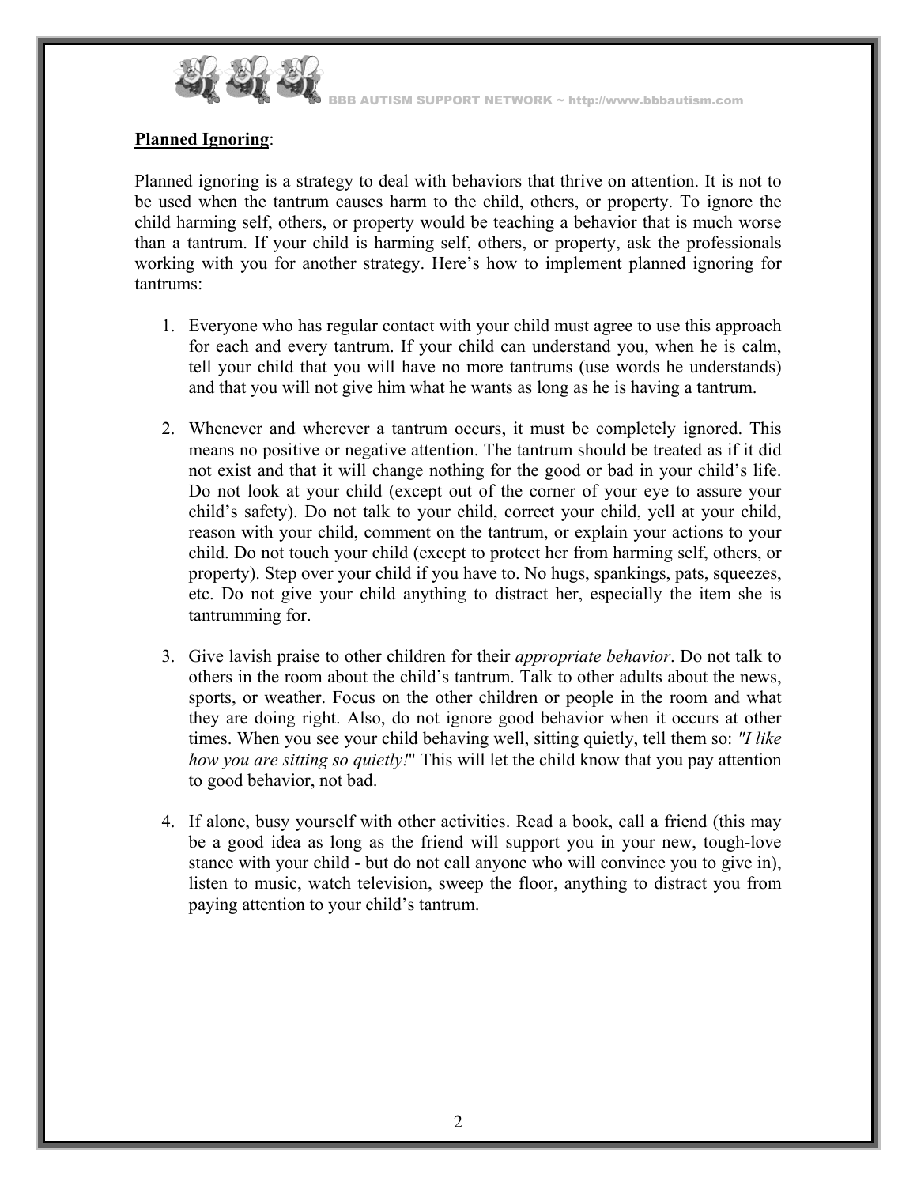**Planned Ignoring**:

Planned ignoring is a strategy to deal with behaviors that thrive on attention. It is not to be used when the tantrum causes harm to the child, others, or property. To ignore the child harming self, others, or property would be teaching a behavior that is much worse than a tantrum. If your child is harming self, others, or property, ask the professionals working with you for another strategy. Here's how to implement planned ignoring for tantrums:

1. Everyone who has regular contact with your child must agree to use this approach for each and every tantrum. If your child can understand you, when he is calm, tell your child that you will have no more tantrums (use words he understands) and that you will not give him what he wants as long as he is having a tantrum.

2. Whenever and wherever a tantrum occurs, it must be completely ignored. This means no positive or negative attention. The tantrum should be treated as if it did not exist and that it will change nothing for the good or bad in your child's life. Do not look at your child (except out of the corner of your eye to assure your child's safety). Do not talk to your child, correct your child, yell at your child, reason with your child, comment on the tantrum, or explain your actions to your child. Do not touch your child (except to protect her from harming self, others, or property). Step over your child if you have to. No hugs, spankings, pats, squeezes, etc. Do not give your child anything to distract her, especially the item she is tantrumming for.

3. Give lavish praise to other children for their *appropriate behavior*. Do not talk to others in the room about the child's tantrum. Talk to other adults about the news, sports, or weather. Focus on the other children or people in the room and what they are doing right. Also, do not ignore good behavior when it occurs at other times. When you see your child behaving well, sitting quietly, tell them so: *"I like how you are sitting so quietly!*" This will let the child know that you pay attention to good behavior, not bad.

4. If alone, busy yourself with other activities. Read a book, call a friend (this may be a good idea as long as the friend will support you in your new, tough-love stance with your child - but do not call anyone who will convince you to give in), listen to music, watch television, sweep the floor, anything to distract you from paying attention to your child's tantrum.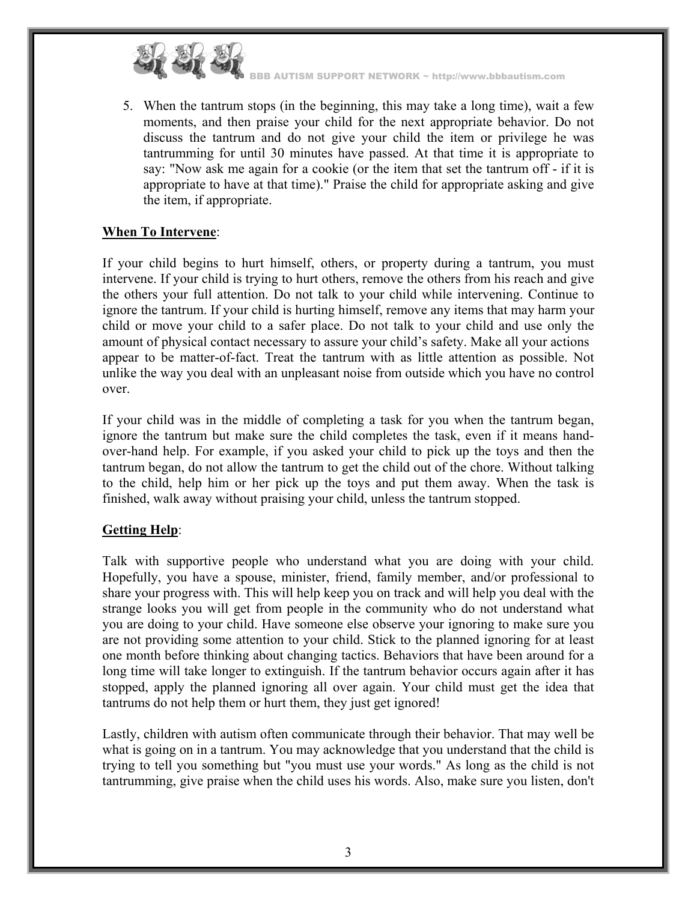5. When the tantrum stops (in the beginning, this may take a long time), wait a few moments, and then praise your child for the next appropriate behavior. Do not discuss the tantrum and do not give your child the item or privilege he was tantrumming for until 30 minutes have passed. At that time it is appropriate to say: "Now ask me again for a cookie (or the item that set the tantrum off - if it is appropriate to have at that time)." Praise the child for appropriate asking and give the item, if appropriate.

**<u>When To Intervene</u>**:

If your child begins to hurt himself, others, or property during a tantrum, you must intervene. If your child is trying to hurt others, remove the others from his reach and give the others your full attention. Do not talk to your child while intervening. Continue to ignore the tantrum. If your child is hurting himself, remove any items that may harm your child or move your child to a safer place. Do not talk to your child and use only the amount of physical contact necessary to assure your child's safety. Make all your actions appear to be matter-of-fact. Treat the tantrum with as little attention as possible. Not unlike the way you deal with an unpleasant noise from outside which you have no control over.

If your child was in the middle of completing a task for you when the tantrum began, ignore the tantrum but make sure the child completes the task, even if it means hand-over-hand help. For example, if you asked your child to pick up the toys and then the tantrum began, do not allow the tantrum to get the child out of the chore. Without talking to the child, help him or her pick up the toys and put them away. When the task is finished, walk away without praising your child, unless the tantrum stopped.

**<u>Getting Help</u>**:

Talk with supportive people who understand what you are doing with your child. Hopefully, you have a spouse, minister, friend, family member, and/or professional to share your progress with. This will help keep you on track and will help you deal with the strange looks you will get from people in the community who do not understand what you are doing to your child. Have someone else observe your ignoring to make sure you are not providing some attention to your child. Stick to the planned ignoring for at least one month before thinking about changing tactics. Behaviors that have been around for a long time will take longer to extinguish. If the tantrum behavior occurs again after it has stopped, apply the planned ignoring all over again. Your child must get the idea that tantrums do not help them or hurt them, they just get ignored!

Lastly, children with autism often communicate through their behavior. That may well be what is going on in a tantrum. You may acknowledge that you understand that the child is trying to tell you something but "you must use your words." As long as the child is not tantrumming, give praise when the child uses his words. Also, make sure you listen, don't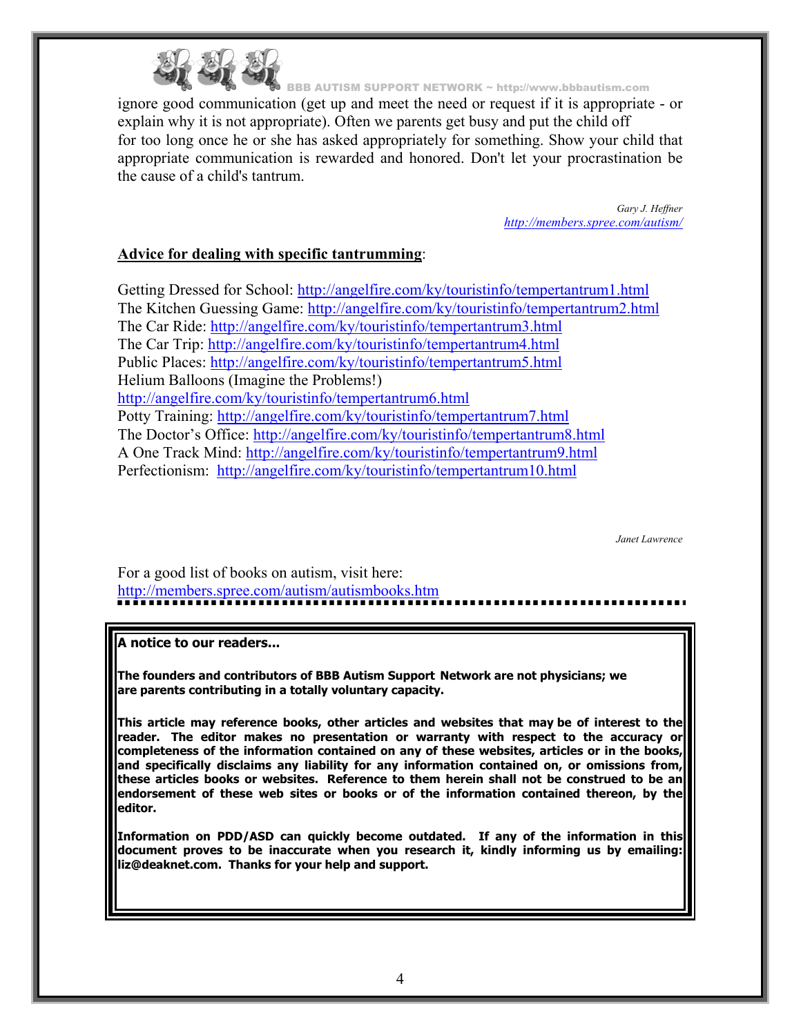ignore good communication (get up and meet the need or request if it is appropriate - or explain why it is not appropriate). Often we parents get busy and put the child off for too long once he or she has asked appropriately for something. Show your child that appropriate communication is rewarded and honored. Don't let your procrastination be the cause of a child's tantrum.

*Gary J. Heffner*
*http://members.spree.com/autism/*

**Advice for dealing with specific tantrumming**:

Getting Dressed for School: http://angelfire.com/ky/touristinfo/tempertantrum1.html
The Kitchen Guessing Game: http://angelfire.com/ky/touristinfo/tempertantrum2.html
The Car Ride: http://angelfire.com/ky/touristinfo/tempertantrum3.html
The Car Trip: http://angelfire.com/ky/touristinfo/tempertantrum4.html
Public Places: http://angelfire.com/ky/touristinfo/tempertantrum5.html
Helium Balloons (Imagine the Problems!)
http://angelfire.com/ky/touristinfo/tempertantrum6.html
Potty Training: http://angelfire.com/ky/touristinfo/tempertantrum7.html
The Doctor's Office: http://angelfire.com/ky/touristinfo/tempertantrum8.html
A One Track Mind: http://angelfire.com/ky/touristinfo/tempertantrum9.html
Perfectionism: http://angelfire.com/ky/touristinfo/tempertantrum10.html

*Janet Lawrence*

For a good list of books on autism, visit here:
http://members.spree.com/autism/autismbooks.htm

**A notice to our readers...**

**The founders and contributors of BBB Autism Support Network are not physicians; we are parents contributing in a totally voluntary capacity.**

**This article may reference books, other articles and websites that may be of interest to the reader. The editor makes no presentation or warranty with respect to the accuracy or completeness of the information contained on any of these websites, articles or in the books, and specifically disclaims any liability for any information contained on, or omissions from, these articles books or websites. Reference to them herein shall not be construed to be an endorsement of these web sites or books or of the information contained thereon, by the editor.**

**Information on PDD/ASD can quickly become outdated. If any of the information in this document proves to be inaccurate when you research it, kindly informing us by emailing: liz@deaknet.com. Thanks for your help and support.**